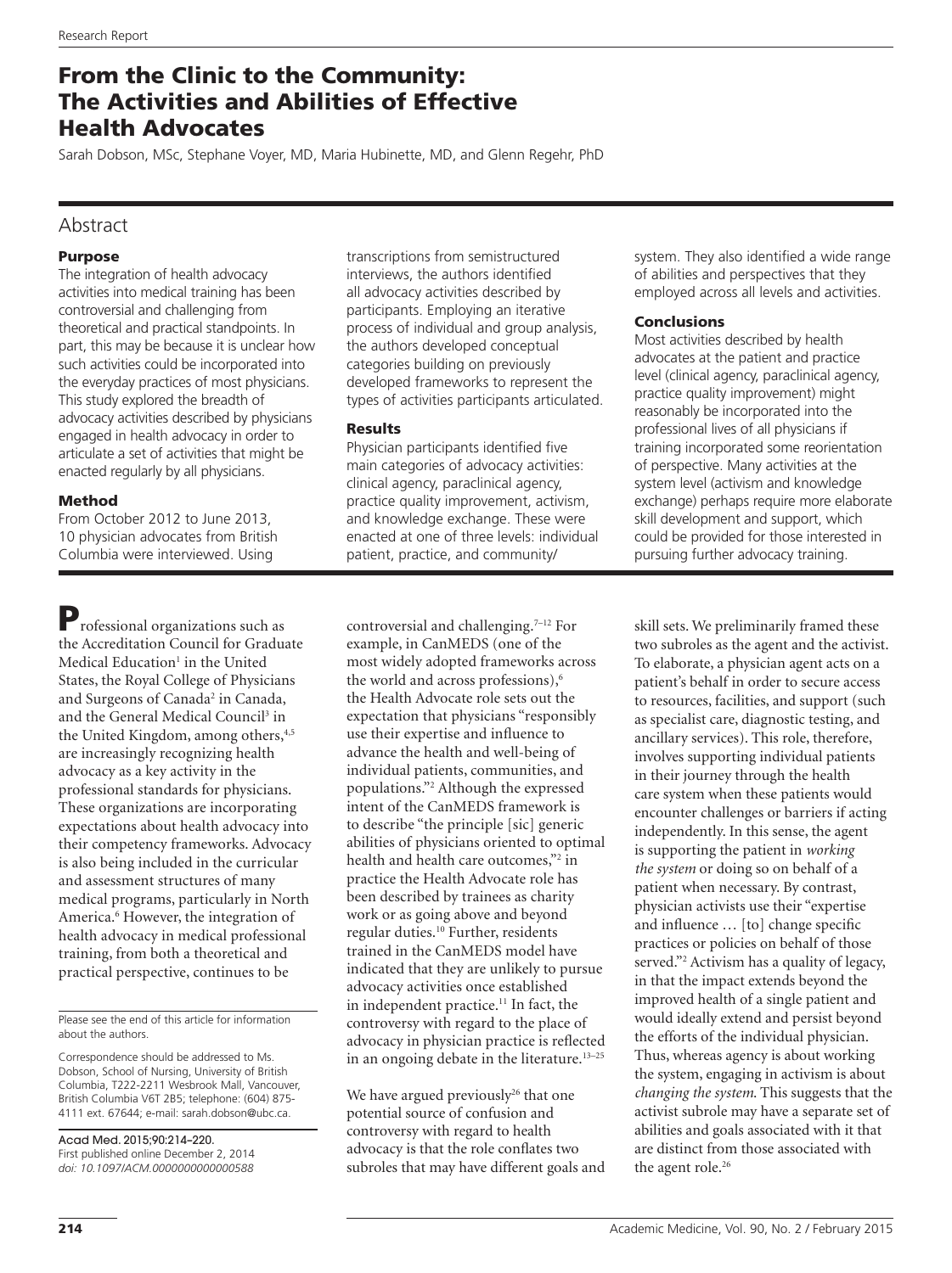# From the Clinic to the Community: The Activities and Abilities of Effective Health Advocates

Sarah Dobson, MSc, Stephane Voyer, MD, Maria Hubinette, MD, and Glenn Regehr, PhD

## Abstract

### Purpose

The integration of health advocacy activities into medical training has been controversial and challenging from theoretical and practical standpoints. In part, this may be because it is unclear how such activities could be incorporated into the everyday practices of most physicians. This study explored the breadth of advocacy activities described by physicians engaged in health advocacy in order to articulate a set of activities that might be enacted regularly by all physicians.

### Method

From October 2012 to June 2013, 10 physician advocates from British Columbia were interviewed. Using transcriptions from semistructured interviews, the authors identified all advocacy activities described by participants. Employing an iterative process of individual and group analysis, the authors developed conceptual categories building on previously developed frameworks to represent the types of activities participants articulated.

### Results

Physician participants identified five main categories of advocacy activities: clinical agency, paraclinical agency, practice quality improvement, activism, and knowledge exchange. These were enacted at one of three levels: individual patient, practice, and community/system. They also identified a wide range of abilities and perspectives that they employed across all levels and activities.

### Conclusions

Most activities described by health advocates at the patient and practice level (clinical agency, paraclinical agency, practice quality improvement) might reasonably be incorporated into the professional lives of all physicians if training incorporated some reorientation of perspective. Many activities at the system level (activism and knowledge exchange) perhaps require more elaborate skill development and support, which could be provided for those interested in pursuing further advocacy training.

---

Professional organizations such as the Accreditation Council for Graduate Medical Education[1] in the United States, the Royal College of Physicians and Surgeons of Canada[2] in Canada, and the General Medical Council[3] in the United Kingdom, among others,[4,5] are increasingly recognizing health advocacy as a key activity in the professional standards for physicians. These organizations are incorporating expectations about health advocacy into their competency frameworks. Advocacy is also being included in the curricular and assessment structures of many medical programs, particularly in North America.[6] However, the integration of health advocacy in medical professional training, from both a theoretical and practical perspective, continues to be controversial and challenging.[7–12] For example, in CanMEDS (one of the most widely adopted frameworks across the world and across professions),[6] the Health Advocate role sets out the expectation that physicians "responsibly use their expertise and influence to advance the health and well-being of individual patients, communities, and populations."[2] Although the expressed intent of the CanMEDS framework is to describe "the principle [sic] generic abilities of physicians oriented to optimal health and health care outcomes,"[2] in practice the Health Advocate role has been described by trainees as charity work or as going above and beyond regular duties.[10] Further, residents trained in the CanMEDS model have indicated that they are unlikely to pursue advocacy activities once established in independent practice.[11] In fact, the controversy with regard to the place of advocacy in physician practice is reflected in an ongoing debate in the literature.[13–25]

We have argued previously[26] that one potential source of confusion and controversy with regard to health advocacy is that the role conflates two subroles that may have different goals and skill sets. We preliminarily framed these two subroles as the agent and the activist. To elaborate, a physician agent acts on a patient's behalf in order to secure access to resources, facilities, and support (such as specialist care, diagnostic testing, and ancillary services). This role, therefore, involves supporting individual patients in their journey through the health care system when these patients would encounter challenges or barriers if acting independently. In this sense, the agent is supporting the patient in *working the system* or doing so on behalf of a patient when necessary. By contrast, physician activists use their "expertise and influence … [to] change specific practices or policies on behalf of those served."[2] Activism has a quality of legacy, in that the impact extends beyond the improved health of a single patient and would ideally extend and persist beyond the efforts of the individual physician. Thus, whereas agency is about working the system, engaging in activism is about *changing the system*. This suggests that the activist subrole may have a separate set of abilities and goals associated with it that are distinct from those associated with the agent role.[26]

---

Please see the end of this article for information about the authors.

Correspondence should be addressed to Ms. Dobson, School of Nursing, University of British Columbia, T222-2211 Wesbrook Mall, Vancouver, British Columbia V6T 2B5; telephone: (604) 875-4111 ext. 67644; e-mail: sarah.dobson@ubc.ca.

Acad Med. 2015;90:214–220.
First published online December 2, 2014
*doi: 10.1097/ACM.0000000000000588*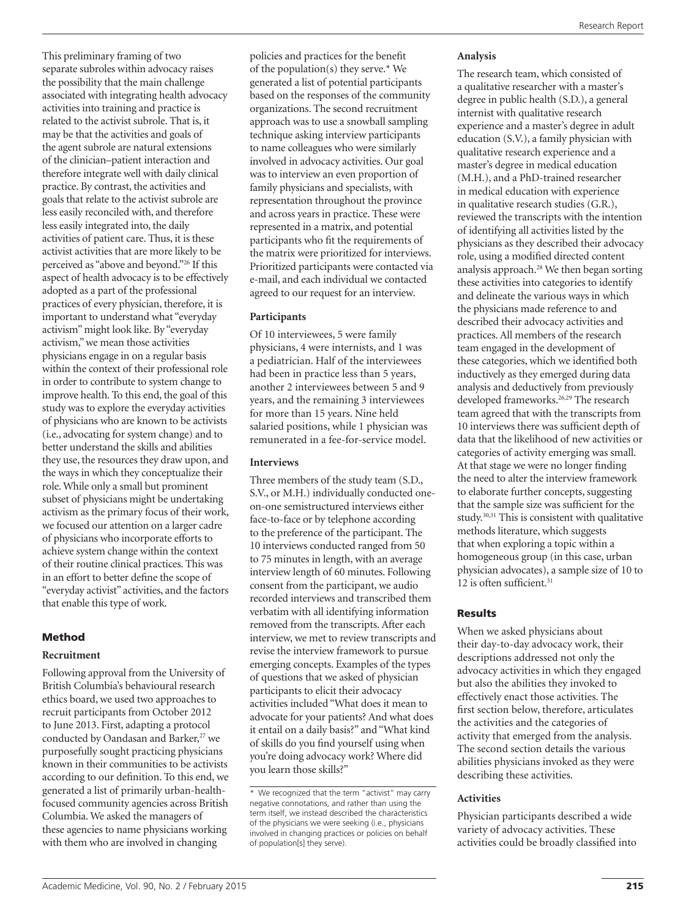This preliminary framing of two separate subroles within advocacy raises the possibility that the main challenge associated with integrating health advocacy activities into training and practice is related to the activist subrole. That is, it may be that the activities and goals of the agent subrole are natural extensions of the clinician–patient interaction and therefore integrate well with daily clinical practice. By contrast, the activities and goals that relate to the activist subrole are less easily reconciled with, and therefore less easily integrated into, the daily activities of patient care. Thus, it is these activist activities that are more likely to be perceived as "above and beyond."[26] If this aspect of health advocacy is to be effectively adopted as a part of the professional practices of every physician, therefore, it is important to understand what "everyday activism" might look like. By "everyday activism," we mean those activities physicians engage in on a regular basis within the context of their professional role in order to contribute to system change to improve health. To this end, the goal of this study was to explore the everyday activities of physicians who are known to be activists (i.e., advocating for system change) and to better understand the skills and abilities they use, the resources they draw upon, and the ways in which they conceptualize their role. While only a small but prominent subset of physicians might be undertaking activism as the primary focus of their work, we focused our attention on a larger cadre of physicians who incorporate efforts to achieve system change within the context of their routine clinical practices. This was in an effort to better define the scope of "everyday activist" activities, and the factors that enable this type of work.

## Method

### Recruitment

Following approval from the University of British Columbia's behavioural research ethics board, we used two approaches to recruit participants from October 2012 to June 2013. First, adapting a protocol conducted by Oandasan and Barker,[27] we purposefully sought practicing physicians known in their communities to be activists according to our definition. To this end, we generated a list of primarily urban-health-focused community agencies across British Columbia. We asked the managers of these agencies to name physicians working with them who are involved in changing policies and practices for the benefit of the population(s) they serve.* We generated a list of potential participants based on the responses of the community organizations. The second recruitment approach was to use a snowball sampling technique asking interview participants to name colleagues who were similarly involved in advocacy activities. Our goal was to interview an even proportion of family physicians and specialists, with representation throughout the province and across years in practice. These were represented in a matrix, and potential participants who fit the requirements of the matrix were prioritized for interviews. Prioritized participants were contacted via e-mail, and each individual we contacted agreed to our request for an interview.

### Participants

Of 10 interviewees, 5 were family physicians, 4 were internists, and 1 was a pediatrician. Half of the interviewees had been in practice less than 5 years, another 2 interviewees between 5 and 9 years, and the remaining 3 interviewees for more than 15 years. Nine held salaried positions, while 1 physician was remunerated in a fee-for-service model.

### Interviews

Three members of the study team (S.D., S.V., or M.H.) individually conducted one-on-one semistructured interviews either face-to-face or by telephone according to the preference of the participant. The 10 interviews conducted ranged from 50 to 75 minutes in length, with an average interview length of 60 minutes. Following consent from the participant, we audio recorded interviews and transcribed them verbatim with all identifying information removed from the transcripts. After each interview, we met to review transcripts and revise the interview framework to pursue emerging concepts. Examples of the types of questions that we asked of physician participants to elicit their advocacy activities included "What does it mean to advocate for your patients? And what does it entail on a daily basis?" and "What kind of skills do you find yourself using when you're doing advocacy work? Where did you learn those skills?"

* We recognized that the term "activist" may carry negative connotations, and rather than using the term itself, we instead described the characteristics of the physicians we were seeking (i.e., physicians involved in changing practices or policies on behalf of population[s] they serve).

### Analysis

The research team, which consisted of a qualitative researcher with a master's degree in public health (S.D.), a general internist with qualitative research experience and a master's degree in adult education (S.V.), a family physician with qualitative research experience and a master's degree in medical education (M.H.), and a PhD-trained researcher in medical education with experience in qualitative research studies (G.R.), reviewed the transcripts with the intention of identifying all activities listed by the physicians as they described their advocacy role, using a modified directed content analysis approach.[28] We then began sorting these activities into categories to identify and delineate the various ways in which the physicians made reference to and described their advocacy activities and practices. All members of the research team engaged in the development of these categories, which we identified both inductively as they emerged during data analysis and deductively from previously developed frameworks.[26,29] The research team agreed that with the transcripts from 10 interviews there was sufficient depth of data that the likelihood of new activities or categories of activity emerging was small. At that stage we were no longer finding the need to alter the interview framework to elaborate further concepts, suggesting that the sample size was sufficient for the study.[30,31] This is consistent with qualitative methods literature, which suggests that when exploring a topic within a homogeneous group (in this case, urban physician advocates), a sample size of 10 to 12 is often sufficient.[31]

## Results

When we asked physicians about their day-to-day advocacy work, their descriptions addressed not only the advocacy activities in which they engaged but also the abilities they invoked to effectively enact those activities. The first section below, therefore, articulates the activities and the categories of activity that emerged from the analysis. The second section details the various abilities physicians invoked as they were describing these activities.

### Activities

Physician participants described a wide variety of advocacy activities. These activities could be broadly classified into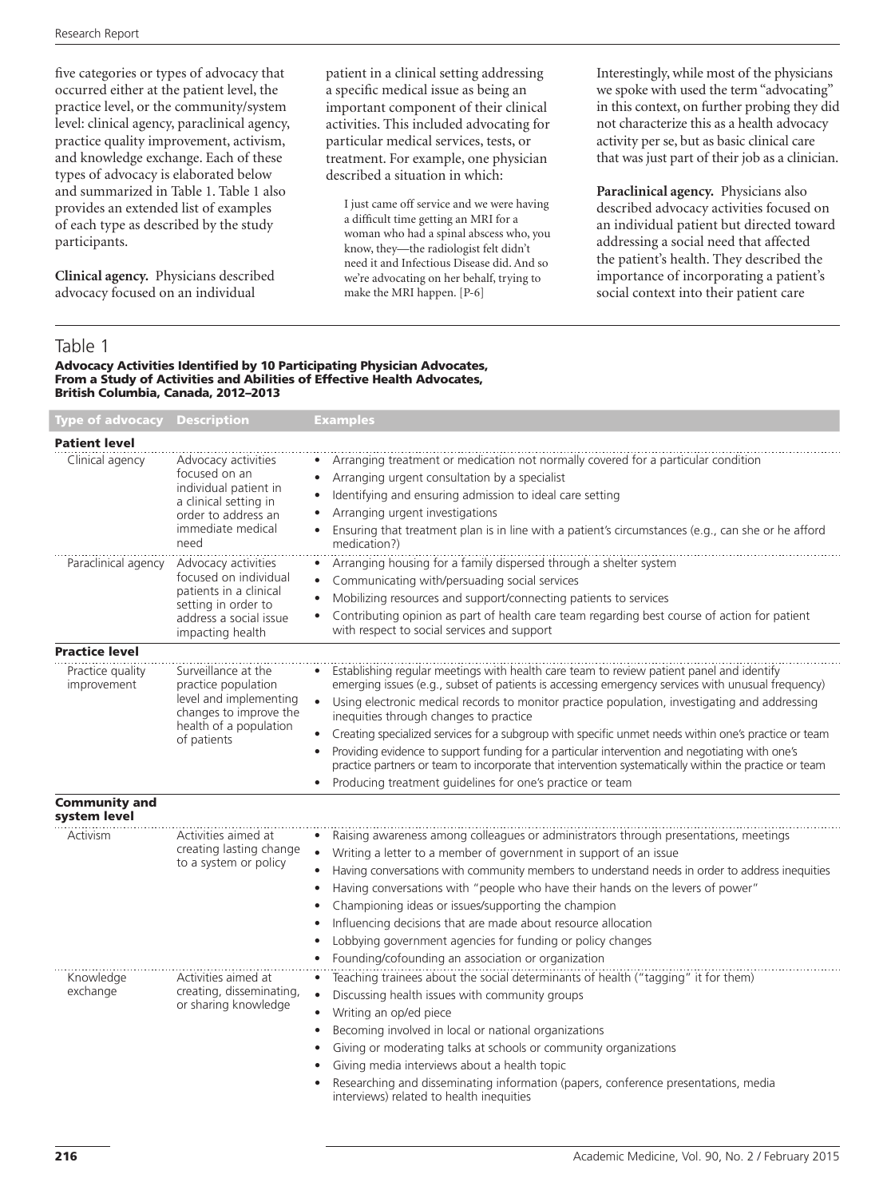five categories or types of advocacy that occurred either at the patient level, the practice level, or the community/system level: clinical agency, paraclinical agency, practice quality improvement, activism, and knowledge exchange. Each of these types of advocacy is elaborated below and summarized in Table 1. Table 1 also provides an extended list of examples of each type as described by the study participants.

**Clinical agency.** Physicians described advocacy focused on an individual patient in a clinical setting addressing a specific medical issue as being an important component of their clinical activities. This included advocating for particular medical services, tests, or treatment. For example, one physician described a situation in which:

> I just came off service and we were having a difficult time getting an MRI for a woman who had a spinal abscess who, you know, they—the radiologist felt didn't need it and Infectious Disease did. And so we're advocating on her behalf, trying to make the MRI happen. [P-6]

Interestingly, while most of the physicians we spoke with used the term "advocating" in this context, on further probing they did not characterize this as a health advocacy activity per se, but as basic clinical care that was just part of their job as a clinician.

**Paraclinical agency.** Physicians also described advocacy activities focused on an individual patient but directed toward addressing a social need that affected the patient's health. They described the importance of incorporating a patient's social context into their patient care

## Table 1

**Advocacy Activities Identified by 10 Participating Physician Advocates, From a Study of Activities and Abilities of Effective Health Advocates, British Columbia, Canada, 2012–2013**

| Type of advocacy | Description | Examples |
|---|---|---|
| **Patient level** | | |
| Clinical agency | Advocacy activities focused on an individual patient in a clinical setting in order to address an immediate medical need | • Arranging treatment or medication not normally covered for a particular condition<br>• Arranging urgent consultation by a specialist<br>• Identifying and ensuring admission to ideal care setting<br>• Arranging urgent investigations<br>• Ensuring that treatment plan is in line with a patient's circumstances (e.g., can she or he afford medication?) |
| Paraclinical agency | Advocacy activities focused on individual patients in a clinical setting in order to address a social issue impacting health | • Arranging housing for a family dispersed through a shelter system<br>• Communicating with/persuading social services<br>• Mobilizing resources and support/connecting patients to services<br>• Contributing opinion as part of health care team regarding best course of action for patient with respect to social services and support |
| **Practice level** | | |
| Practice quality improvement | Surveillance at the practice population level and implementing changes to improve the health of a population of patients | • Establishing regular meetings with health care team to review patient panel and identify emerging issues (e.g., subset of patients is accessing emergency services with unusual frequency)<br>• Using electronic medical records to monitor practice population, investigating and addressing inequities through changes to practice<br>• Creating specialized services for a subgroup with specific unmet needs within one's practice or team<br>• Providing evidence to support funding for a particular intervention and negotiating with one's practice partners or team to incorporate that intervention systematically within the practice or team<br>• Producing treatment guidelines for one's practice or team |
| **Community and system level** | | |
| Activism | Activities aimed at creating lasting change to a system or policy | • Raising awareness among colleagues or administrators through presentations, meetings<br>• Writing a letter to a member of government in support of an issue<br>• Having conversations with community members to understand needs in order to address inequities<br>• Having conversations with "people who have their hands on the levers of power"<br>• Championing ideas or issues/supporting the champion<br>• Influencing decisions that are made about resource allocation<br>• Lobbying government agencies for funding or policy changes<br>• Founding/cofounding an association or organization |
| Knowledge exchange | Activities aimed at creating, disseminating, or sharing knowledge | • Teaching trainees about the social determinants of health ("tagging" it for them)<br>• Discussing health issues with community groups<br>• Writing an op/ed piece<br>• Becoming involved in local or national organizations<br>• Giving or moderating talks at schools or community organizations<br>• Giving media interviews about a health topic<br>• Researching and disseminating information (papers, conference presentations, media interviews) related to health inequities |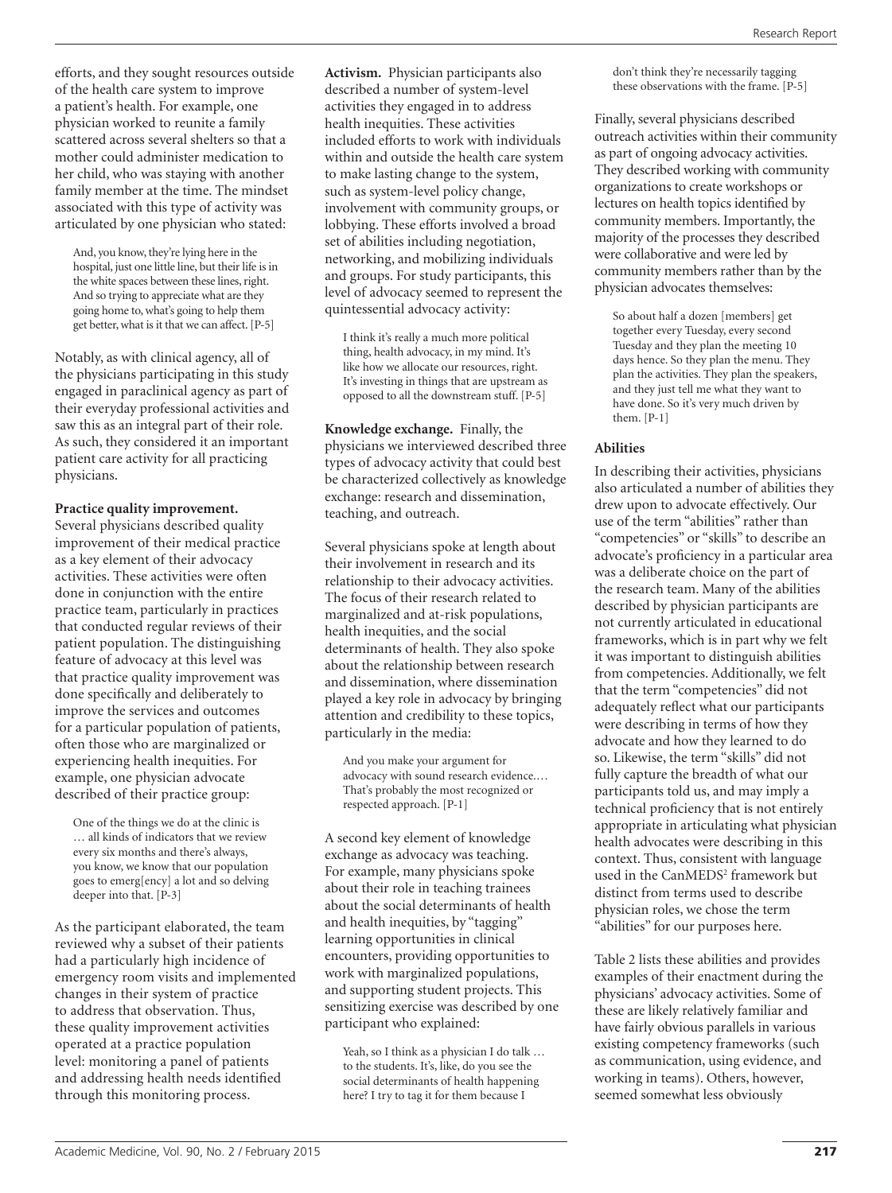efforts, and they sought resources outside of the health care system to improve a patient's health. For example, one physician worked to reunite a family scattered across several shelters so that a mother could administer medication to her child, who was staying with another family member at the time. The mindset associated with this type of activity was articulated by one physician who stated:

> And, you know, they're lying here in the hospital, just one little line, but their life is in the white spaces between these lines, right. And so trying to appreciate what are they going home to, what's going to help them get better, what is it that we can affect. [P-5]

Notably, as with clinical agency, all of the physicians participating in this study engaged in paraclinical agency as part of their everyday professional activities and saw this as an integral part of their role. As such, they considered it an important patient care activity for all practicing physicians.

**Practice quality improvement.** Several physicians described quality improvement of their medical practice as a key element of their advocacy activities. These activities were often done in conjunction with the entire practice team, particularly in practices that conducted regular reviews of their patient population. The distinguishing feature of advocacy at this level was that practice quality improvement was done specifically and deliberately to improve the services and outcomes for a particular population of patients, often those who are marginalized or experiencing health inequities. For example, one physician advocate described of their practice group:

> One of the things we do at the clinic is … all kinds of indicators that we review every six months and there's always, you know, we know that our population goes to emerg[ency] a lot and so delving deeper into that. [P-3]

As the participant elaborated, the team reviewed why a subset of their patients had a particularly high incidence of emergency room visits and implemented changes in their system of practice to address that observation. Thus, these quality improvement activities operated at a practice population level: monitoring a panel of patients and addressing health needs identified through this monitoring process.

**Activism.** Physician participants also described a number of system-level activities they engaged in to address health inequities. These activities included efforts to work with individuals within and outside the health care system to make lasting change to the system, such as system-level policy change, involvement with community groups, or lobbying. These efforts involved a broad set of abilities including negotiation, networking, and mobilizing individuals and groups. For study participants, this level of advocacy seemed to represent the quintessential advocacy activity:

> I think it's really a much more political thing, health advocacy, in my mind. It's like how we allocate our resources, right. It's investing in things that are upstream as opposed to all the downstream stuff. [P-5]

**Knowledge exchange.** Finally, the physicians we interviewed described three types of advocacy activity that could best be characterized collectively as knowledge exchange: research and dissemination, teaching, and outreach.

Several physicians spoke at length about their involvement in research and its relationship to their advocacy activities. The focus of their research related to marginalized and at-risk populations, health inequities, and the social determinants of health. They also spoke about the relationship between research and dissemination, where dissemination played a key role in advocacy by bringing attention and credibility to these topics, particularly in the media:

> And you make your argument for advocacy with sound research evidence.… That's probably the most recognized or respected approach. [P-1]

A second key element of knowledge exchange as advocacy was teaching. For example, many physicians spoke about their role in teaching trainees about the social determinants of health and health inequities, by "tagging" learning opportunities in clinical encounters, providing opportunities to work with marginalized populations, and supporting student projects. This sensitizing exercise was described by one participant who explained:

> Yeah, so I think as a physician I do talk … to the students. It's, like, do you see the social determinants of health happening here? I try to tag it for them because I don't think they're necessarily tagging these observations with the frame. [P-5]

Finally, several physicians described outreach activities within their community as part of ongoing advocacy activities. They described working with community organizations to create workshops or lectures on health topics identified by community members. Importantly, the majority of the processes they described were collaborative and were led by community members rather than by the physician advocates themselves:

> So about half a dozen [members] get together every Tuesday, every second Tuesday and they plan the meeting 10 days hence. So they plan the menu. They plan the activities. They plan the speakers, and they just tell me what they want to have done. So it's very much driven by them. [P-1]

### Abilities

In describing their activities, physicians also articulated a number of abilities they drew upon to advocate effectively. Our use of the term "abilities" rather than "competencies" or "skills" to describe an advocate's proficiency in a particular area was a deliberate choice on the part of the research team. Many of the abilities described by physician participants are not currently articulated in educational frameworks, which is in part why we felt it was important to distinguish abilities from competencies. Additionally, we felt that the term "competencies" did not adequately reflect what our participants were describing in terms of how they advocate and how they learned to do so. Likewise, the term "skills" did not fully capture the breadth of what our participants told us, and may imply a technical proficiency that is not entirely appropriate in articulating what physician health advocates were describing in this context. Thus, consistent with language used in the CanMEDS[2] framework but distinct from terms used to describe physician roles, we chose the term "abilities" for our purposes here.

Table 2 lists these abilities and provides examples of their enactment during the physicians' advocacy activities. Some of these are likely relatively familiar and have fairly obvious parallels in various existing competency frameworks (such as communication, using evidence, and working in teams). Others, however, seemed somewhat less obviously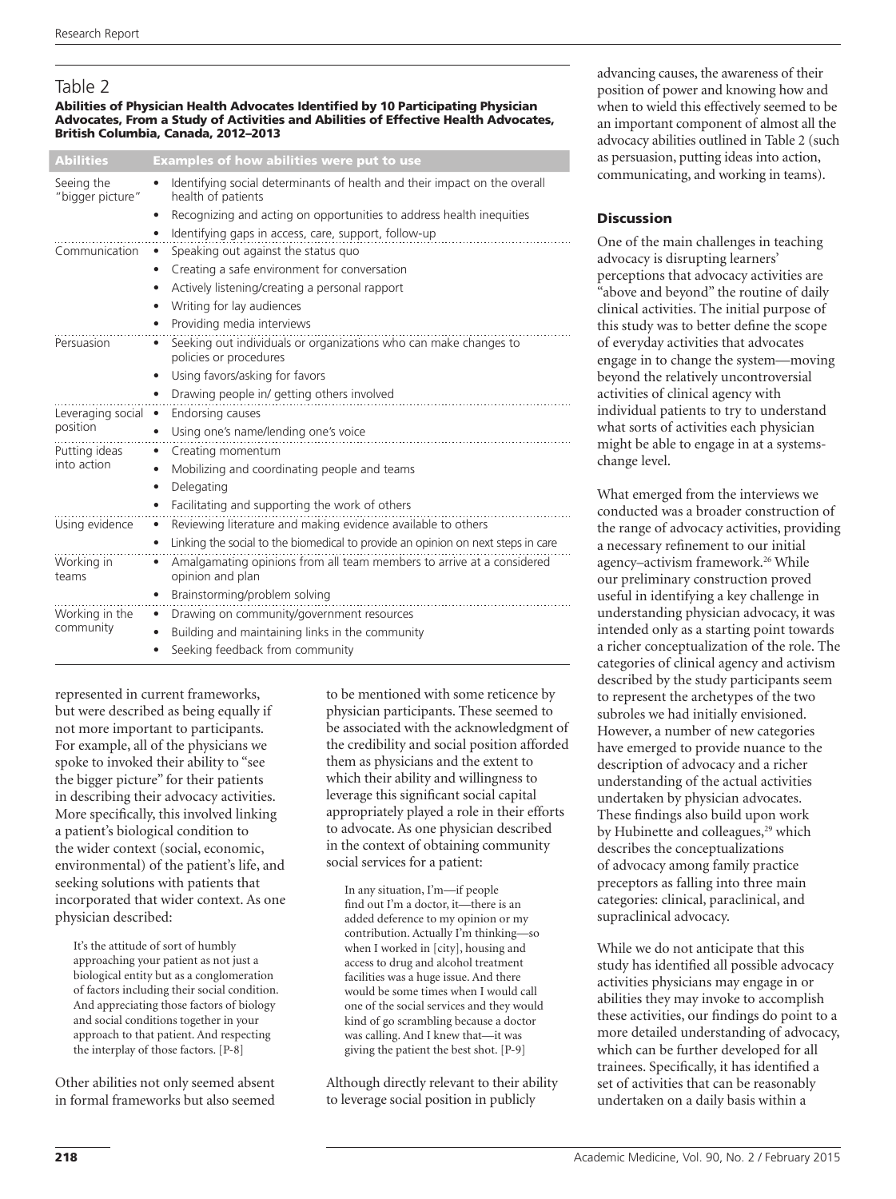## Table 2

**Abilities of Physician Health Advocates Identified by 10 Participating Physician Advocates, From a Study of Activities and Abilities of Effective Health Advocates, British Columbia, Canada, 2012–2013**

| Abilities | Examples of how abilities were put to use |
| --- | --- |
| Seeing the "bigger picture" | • Identifying social determinants of health and their impact on the overall health of patients<br>• Recognizing and acting on opportunities to address health inequities<br>• Identifying gaps in access, care, support, follow-up |
| Communication | • Speaking out against the status quo<br>• Creating a safe environment for conversation<br>• Actively listening/creating a personal rapport<br>• Writing for lay audiences<br>• Providing media interviews |
| Persuasion | • Seeking out individuals or organizations who can make changes to policies or procedures<br>• Using favors/asking for favors<br>• Drawing people in/ getting others involved |
| Leveraging social position | • Endorsing causes<br>• Using one's name/lending one's voice |
| Putting ideas into action | • Creating momentum<br>• Mobilizing and coordinating people and teams<br>• Delegating<br>• Facilitating and supporting the work of others |
| Using evidence | • Reviewing literature and making evidence available to others<br>• Linking the social to the biomedical to provide an opinion on next steps in care |
| Working in teams | • Amalgamating opinions from all team members to arrive at a considered opinion and plan<br>• Brainstorming/problem solving |
| Working in the community | • Drawing on community/government resources<br>• Building and maintaining links in the community<br>• Seeking feedback from community |

represented in current frameworks, but were described as being equally if not more important to participants. For example, all of the physicians we spoke to invoked their ability to "see the bigger picture" for their patients in describing their advocacy activities. More specifically, this involved linking a patient's biological condition to the wider context (social, economic, environmental) of the patient's life, and seeking solutions with patients that incorporated that wider context. As one physician described:

> It's the attitude of sort of humbly approaching your patient as not just a biological entity but as a conglomeration of factors including their social condition. And appreciating those factors of biology and social conditions together in your approach to that patient. And respecting the interplay of those factors. [P-8]

Other abilities not only seemed absent in formal frameworks but also seemed to be mentioned with some reticence by physician participants. These seemed to be associated with the acknowledgment of the credibility and social position afforded them as physicians and the extent to which their ability and willingness to leverage this significant social capital appropriately played a role in their efforts to advocate. As one physician described in the context of obtaining community social services for a patient:

> In any situation, I'm—if people find out I'm a doctor, it—there is an added deference to my opinion or my contribution. Actually I'm thinking—so when I worked in [city], housing and access to drug and alcohol treatment facilities was a huge issue. And there would be some times when I would call one of the social services and they would kind of go scrambling because a doctor was calling. And I knew that—it was giving the patient the best shot. [P-9]

Although directly relevant to their ability to leverage social position in publicly advancing causes, the awareness of their position of power and knowing how and when to wield this effectively seemed to be an important component of almost all the advocacy abilities outlined in Table 2 (such as persuasion, putting ideas into action, communicating, and working in teams).

### Discussion

One of the main challenges in teaching advocacy is disrupting learners' perceptions that advocacy activities are "above and beyond" the routine of daily clinical activities. The initial purpose of this study was to better define the scope of everyday activities that advocates engage in to change the system—moving beyond the relatively uncontroversial activities of clinical agency with individual patients to try to understand what sorts of activities each physician might be able to engage in at a systems-change level.

What emerged from the interviews we conducted was a broader construction of the range of advocacy activities, providing a necessary refinement to our initial agency–activism framework.[26] While our preliminary construction proved useful in identifying a key challenge in understanding physician advocacy, it was intended only as a starting point towards a richer conceptualization of the role. The categories of clinical agency and activism described by the study participants seem to represent the archetypes of the two subroles we had initially envisioned. However, a number of new categories have emerged to provide nuance to the description of advocacy and a richer understanding of the actual activities undertaken by physician advocates. These findings also build upon work by Hubinette and colleagues,[29] which describes the conceptualizations of advocacy among family practice preceptors as falling into three main categories: clinical, paraclinical, and supraclinical advocacy.

While we do not anticipate that this study has identified all possible advocacy activities physicians may engage in or abilities they may invoke to accomplish these activities, our findings do point to a more detailed understanding of advocacy, which can be further developed for all trainees. Specifically, it has identified a set of activities that can be reasonably undertaken on a daily basis within a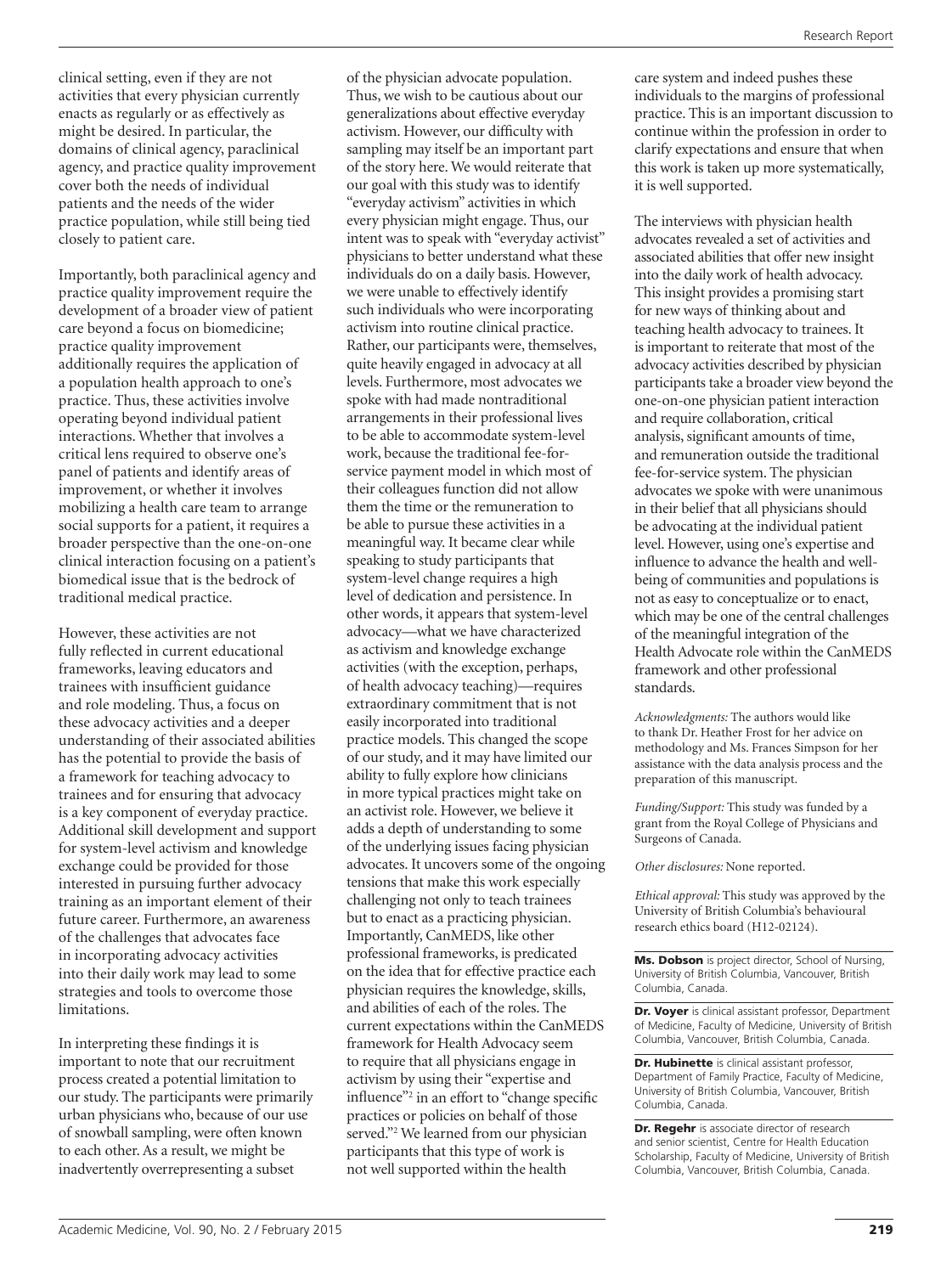clinical setting, even if they are not activities that every physician currently enacts as regularly or as effectively as might be desired. In particular, the domains of clinical agency, paraclinical agency, and practice quality improvement cover both the needs of individual patients and the needs of the wider practice population, while still being tied closely to patient care.

Importantly, both paraclinical agency and practice quality improvement require the development of a broader view of patient care beyond a focus on biomedicine; practice quality improvement additionally requires the application of a population health approach to one's practice. Thus, these activities involve operating beyond individual patient interactions. Whether that involves a critical lens required to observe one's panel of patients and identify areas of improvement, or whether it involves mobilizing a health care team to arrange social supports for a patient, it requires a broader perspective than the one-on-one clinical interaction focusing on a patient's biomedical issue that is the bedrock of traditional medical practice.

However, these activities are not fully reflected in current educational frameworks, leaving educators and trainees with insufficient guidance and role modeling. Thus, a focus on these advocacy activities and a deeper understanding of their associated abilities has the potential to provide the basis of a framework for teaching advocacy to trainees and for ensuring that advocacy is a key component of everyday practice. Additional skill development and support for system-level activism and knowledge exchange could be provided for those interested in pursuing further advocacy training as an important element of their future career. Furthermore, an awareness of the challenges that advocates face in incorporating advocacy activities into their daily work may lead to some strategies and tools to overcome those limitations.

In interpreting these findings it is important to note that our recruitment process created a potential limitation to our study. The participants were primarily urban physicians who, because of our use of snowball sampling, were often known to each other. As a result, we might be inadvertently overrepresenting a subset of the physician advocate population. Thus, we wish to be cautious about our generalizations about effective everyday activism. However, our difficulty with sampling may itself be an important part of the story here. We would reiterate that our goal with this study was to identify "everyday activism" activities in which every physician might engage. Thus, our intent was to speak with "everyday activist" physicians to better understand what these individuals do on a daily basis. However, we were unable to effectively identify such individuals who were incorporating activism into routine clinical practice. Rather, our participants were, themselves, quite heavily engaged in advocacy at all levels. Furthermore, most advocates we spoke with had made nontraditional arrangements in their professional lives to be able to accommodate system-level work, because the traditional fee-for-service payment model in which most of their colleagues function did not allow them the time or the remuneration to be able to pursue these activities in a meaningful way. It became clear while speaking to study participants that system-level change requires a high level of dedication and persistence. In other words, it appears that system-level advocacy—what we have characterized as activism and knowledge exchange activities (with the exception, perhaps, of health advocacy teaching)—requires extraordinary commitment that is not easily incorporated into traditional practice models. This changed the scope of our study, and it may have limited our ability to fully explore how clinicians in more typical practices might take on an activist role. However, we believe it adds a depth of understanding to some of the underlying issues facing physician advocates. It uncovers some of the ongoing tensions that make this work especially challenging not only to teach trainees but to enact as a practicing physician. Importantly, CanMEDS, like other professional frameworks, is predicated on the idea that for effective practice each physician requires the knowledge, skills, and abilities of each of the roles. The current expectations within the CanMEDS framework for Health Advocacy seem to require that all physicians engage in activism by using their "expertise and influence"[2] in an effort to "change specific practices or policies on behalf of those served."[2] We learned from our physician participants that this type of work is not well supported within the health care system and indeed pushes these individuals to the margins of professional practice. This is an important discussion to continue within the profession in order to clarify expectations and ensure that when this work is taken up more systematically, it is well supported.

The interviews with physician health advocates revealed a set of activities and associated abilities that offer new insight into the daily work of health advocacy. This insight provides a promising start for new ways of thinking about and teaching health advocacy to trainees. It is important to reiterate that most of the advocacy activities described by physician participants take a broader view beyond the one-on-one physician patient interaction and require collaboration, critical analysis, significant amounts of time, and remuneration outside the traditional fee-for-service system. The physician advocates we spoke with were unanimous in their belief that all physicians should be advocating at the individual patient level. However, using one's expertise and influence to advance the health and well-being of communities and populations is not as easy to conceptualize or to enact, which may be one of the central challenges of the meaningful integration of the Health Advocate role within the CanMEDS framework and other professional standards.

*Acknowledgments:* The authors would like to thank Dr. Heather Frost for her advice on methodology and Ms. Frances Simpson for her assistance with the data analysis process and the preparation of this manuscript.

*Funding/Support:* This study was funded by a grant from the Royal College of Physicians and Surgeons of Canada.

*Other disclosures:* None reported.

*Ethical approval:* This study was approved by the University of British Columbia's behavioural research ethics board (H12-02124).

**Ms. Dobson** is project director, School of Nursing, University of British Columbia, Vancouver, British Columbia, Canada.

**Dr. Voyer** is clinical assistant professor, Department of Medicine, Faculty of Medicine, University of British Columbia, Vancouver, British Columbia, Canada.

**Dr. Hubinette** is clinical assistant professor, Department of Family Practice, Faculty of Medicine, University of British Columbia, Vancouver, British Columbia, Canada.

**Dr. Regehr** is associate director of research and senior scientist, Centre for Health Education Scholarship, Faculty of Medicine, University of British Columbia, Vancouver, British Columbia, Canada.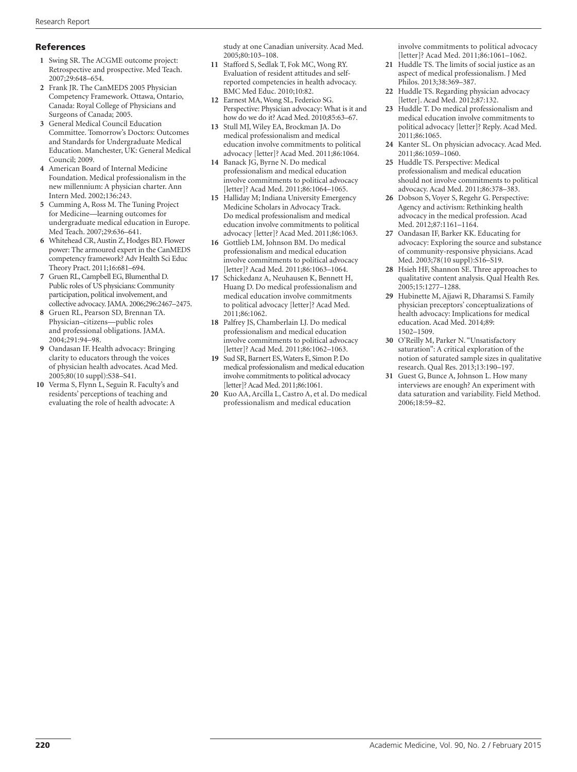## References

1. Swing SR. The ACGME outcome project: Retrospective and prospective. Med Teach. 2007;29:648–654.
2. Frank JR. The CanMEDS 2005 Physician Competency Framework. Ottawa, Ontario, Canada: Royal College of Physicians and Surgeons of Canada; 2005.
3. General Medical Council Education Committee. Tomorrow's Doctors: Outcomes and Standards for Undergraduate Medical Education. Manchester, UK: General Medical Council; 2009.
4. American Board of Internal Medicine Foundation. Medical professionalism in the new millennium: A physician charter. Ann Intern Med. 2002;136:243.
5. Cumming A, Ross M. The Tuning Project for Medicine—learning outcomes for undergraduate medical education in Europe. Med Teach. 2007;29:636–641.
6. Whitehead CR, Austin Z, Hodges BD. Flower power: The armoured expert in the CanMEDS competency framework? Adv Health Sci Educ Theory Pract. 2011;16:681–694.
7. Gruen RL, Campbell EG, Blumenthal D. Public roles of US physicians: Community participation, political involvement, and collective advocacy. JAMA. 2006;296:2467–2475.
8. Gruen RL, Pearson SD, Brennan TA. Physician–citizens—public roles and professional obligations. JAMA. 2004;291:94–98.
9. Oandasan IF. Health advocacy: Bringing clarity to educators through the voices of physician health advocates. Acad Med. 2005;80(10 suppl):S38–S41.
10. Verma S, Flynn L, Seguin R. Faculty's and residents' perceptions of teaching and evaluating the role of health advocate: A study at one Canadian university. Acad Med. 2005;80:103–108.
11. Stafford S, Sedlak T, Fok MC, Wong RY. Evaluation of resident attitudes and self-reported competencies in health advocacy. BMC Med Educ. 2010;10:82.
12. Earnest MA, Wong SL, Federico SG. Perspective: Physician advocacy: What is it and how do we do it? Acad Med. 2010;85:63–67.
13. Stull MJ, Wiley EA, Brockman JA. Do medical professionalism and medical education involve commitments to political advocacy [letter]? Acad Med. 2011;86:1064.
14. Banack JG, Byrne N. Do medical professionalism and medical education involve commitments to political advocacy [letter]? Acad Med. 2011;86:1064–1065.
15. Halliday M; Indiana University Emergency Medicine Scholars in Advocacy Track. Do medical professionalism and medical education involve commitments to political advocacy [letter]? Acad Med. 2011;86:1063.
16. Gottlieb LM, Johnson BM. Do medical professionalism and medical education involve commitments to political advocacy [letter]? Acad Med. 2011;86:1063–1064.
17. Schickedanz A, Neuhausen K, Bennett H, Huang D. Do medical professionalism and medical education involve commitments to political advocacy [letter]? Acad Med. 2011;86:1062.
18. Palfrey JS, Chamberlain LJ. Do medical professionalism and medical education involve commitments to political advocacy [letter]? Acad Med. 2011;86:1062–1063.
19. Sud SR, Barnert ES, Waters E, Simon P. Do medical professionalism and medical education involve commitments to political advocacy [letter]? Acad Med. 2011;86:1061.
20. Kuo AA, Arcilla L, Castro A, et al. Do medical professionalism and medical education involve commitments to political advocacy [letter]? Acad Med. 2011;86:1061–1062.
21. Huddle TS. The limits of social justice as an aspect of medical professionalism. J Med Philos. 2013;38:369–387.
22. Huddle TS. Regarding physician advocacy [letter]. Acad Med. 2012;87:132.
23. Huddle T. Do medical professionalism and medical education involve commitments to political advocacy [letter]? Reply. Acad Med. 2011;86:1065.
24. Kanter SL. On physician advocacy. Acad Med. 2011;86:1059–1060.
25. Huddle TS. Perspective: Medical professionalism and medical education should not involve commitments to political advocacy. Acad Med. 2011;86:378–383.
26. Dobson S, Voyer S, Regehr G. Perspective: Agency and activism: Rethinking health advocacy in the medical profession. Acad Med. 2012;87:1161–1164.
27. Oandasan IF, Barker KK. Educating for advocacy: Exploring the source and substance of community-responsive physicians. Acad Med. 2003;78(10 suppl):S16–S19.
28. Hsieh HF, Shannon SE. Three approaches to qualitative content analysis. Qual Health Res. 2005;15:1277–1288.
29. Hubinette M, Ajjawi R, Dharamsi S. Family physician preceptors' conceptualizations of health advocacy: Implications for medical education. Acad Med. 2014;89:1502–1509.
30. O'Reilly M, Parker N. "Unsatisfactory saturation": A critical exploration of the notion of saturated sample sizes in qualitative research. Qual Res. 2013;13:190–197.
31. Guest G, Bunce A, Johnson L. How many interviews are enough? An experiment with data saturation and variability. Field Method. 2006;18:59–82.